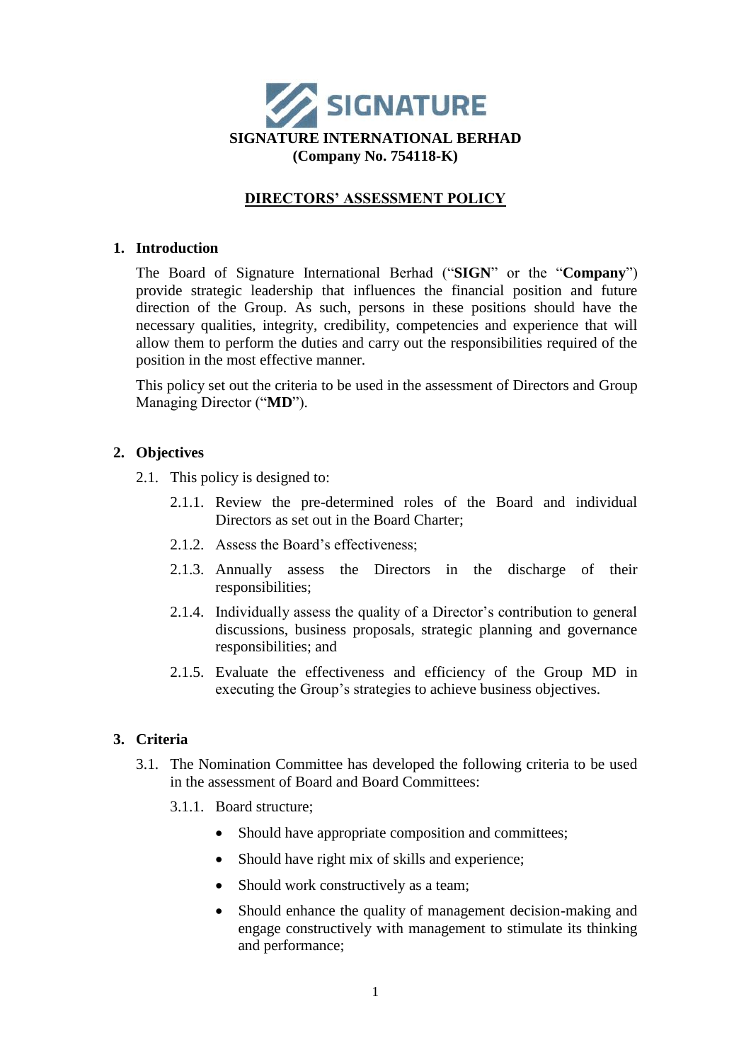**SIGNATURE**

**SIGNATURE INTERNATIONAL BERHAD**
**(Company No. 754118-K)**

# DIRECTORS' ASSESSMENT POLICY

## 1. Introduction

The Board of Signature International Berhad ("**SIGN**" or the "**Company**") provide strategic leadership that influences the financial position and future direction of the Group. As such, persons in these positions should have the necessary qualities, integrity, credibility, competencies and experience that will allow them to perform the duties and carry out the responsibilities required of the position in the most effective manner.

This policy set out the criteria to be used in the assessment of Directors and Group Managing Director ("**MD**").

## 2. Objectives

2.1. This policy is designed to:

2.1.1. Review the pre-determined roles of the Board and individual Directors as set out in the Board Charter;

2.1.2. Assess the Board's effectiveness;

2.1.3. Annually assess the Directors in the discharge of their responsibilities;

2.1.4. Individually assess the quality of a Director's contribution to general discussions, business proposals, strategic planning and governance responsibilities; and

2.1.5. Evaluate the effectiveness and efficiency of the Group MD in executing the Group's strategies to achieve business objectives.

## 3. Criteria

3.1. The Nomination Committee has developed the following criteria to be used in the assessment of Board and Board Committees:

3.1.1. Board structure;

- Should have appropriate composition and committees;
- Should have right mix of skills and experience;
- Should work constructively as a team;
- Should enhance the quality of management decision-making and engage constructively with management to stimulate its thinking and performance;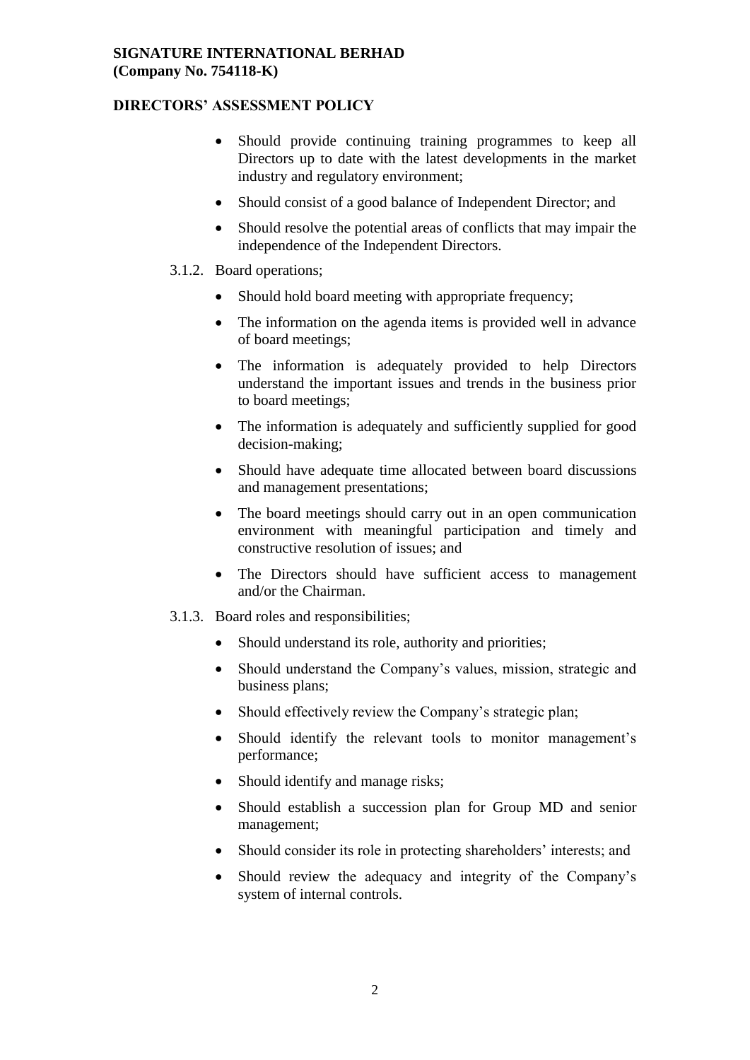- Should provide continuing training programmes to keep all Directors up to date with the latest developments in the market industry and regulatory environment;
- Should consist of a good balance of Independent Director; and
- Should resolve the potential areas of conflicts that may impair the independence of the Independent Directors.

3.1.2. Board operations;

- Should hold board meeting with appropriate frequency;
- The information on the agenda items is provided well in advance of board meetings;
- The information is adequately provided to help Directors understand the important issues and trends in the business prior to board meetings;
- The information is adequately and sufficiently supplied for good decision-making;
- Should have adequate time allocated between board discussions and management presentations;
- The board meetings should carry out in an open communication environment with meaningful participation and timely and constructive resolution of issues; and
- The Directors should have sufficient access to management and/or the Chairman.

3.1.3. Board roles and responsibilities;

- Should understand its role, authority and priorities;
- Should understand the Company's values, mission, strategic and business plans;
- Should effectively review the Company's strategic plan;
- Should identify the relevant tools to monitor management's performance;
- Should identify and manage risks;
- Should establish a succession plan for Group MD and senior management;
- Should consider its role in protecting shareholders' interests; and
- Should review the adequacy and integrity of the Company's system of internal controls.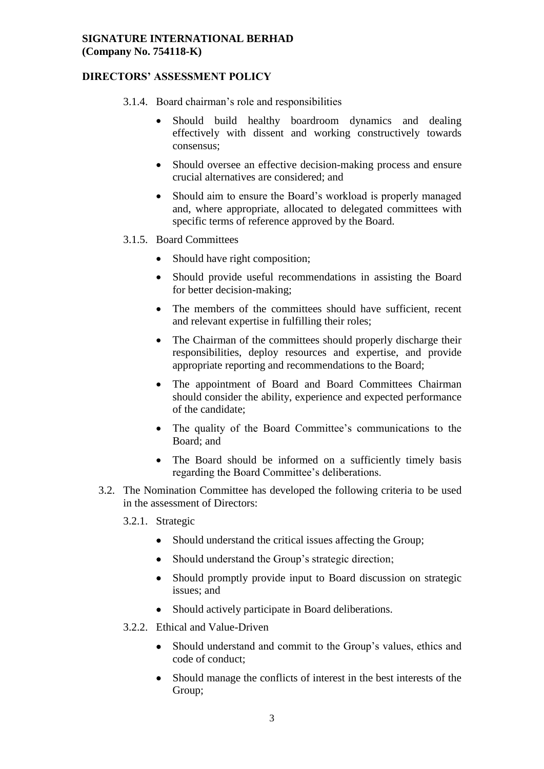3.1.4. Board chairman's role and responsibilities

- Should build healthy boardroom dynamics and dealing effectively with dissent and working constructively towards consensus;
- Should oversee an effective decision-making process and ensure crucial alternatives are considered; and
- Should aim to ensure the Board's workload is properly managed and, where appropriate, allocated to delegated committees with specific terms of reference approved by the Board.

3.1.5. Board Committees

- Should have right composition;
- Should provide useful recommendations in assisting the Board for better decision-making;
- The members of the committees should have sufficient, recent and relevant expertise in fulfilling their roles;
- The Chairman of the committees should properly discharge their responsibilities, deploy resources and expertise, and provide appropriate reporting and recommendations to the Board;
- The appointment of Board and Board Committees Chairman should consider the ability, experience and expected performance of the candidate;
- The quality of the Board Committee's communications to the Board; and
- The Board should be informed on a sufficiently timely basis regarding the Board Committee's deliberations.

3.2. The Nomination Committee has developed the following criteria to be used in the assessment of Directors:

3.2.1. Strategic

- Should understand the critical issues affecting the Group;
- Should understand the Group's strategic direction;
- Should promptly provide input to Board discussion on strategic issues; and
- Should actively participate in Board deliberations.

3.2.2. Ethical and Value-Driven

- Should understand and commit to the Group's values, ethics and code of conduct;
- Should manage the conflicts of interest in the best interests of the Group;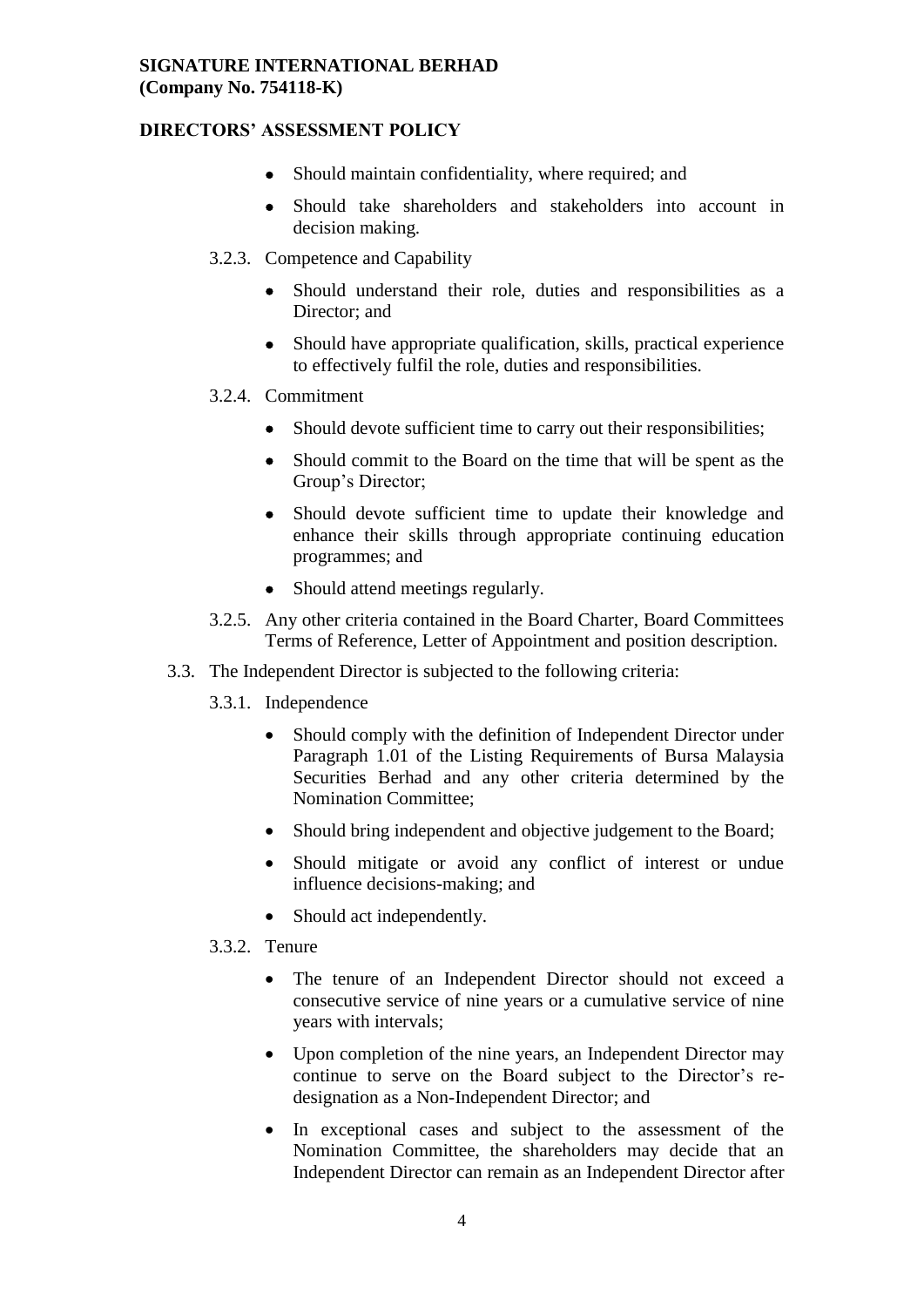- Should maintain confidentiality, where required; and
- Should take shareholders and stakeholders into account in decision making.

3.2.3. Competence and Capability

- Should understand their role, duties and responsibilities as a Director; and
- Should have appropriate qualification, skills, practical experience to effectively fulfil the role, duties and responsibilities.

3.2.4. Commitment

- Should devote sufficient time to carry out their responsibilities;
- Should commit to the Board on the time that will be spent as the Group's Director;
- Should devote sufficient time to update their knowledge and enhance their skills through appropriate continuing education programmes; and
- Should attend meetings regularly.

3.2.5. Any other criteria contained in the Board Charter, Board Committees Terms of Reference, Letter of Appointment and position description.

3.3. The Independent Director is subjected to the following criteria:

3.3.1. Independence

- Should comply with the definition of Independent Director under Paragraph 1.01 of the Listing Requirements of Bursa Malaysia Securities Berhad and any other criteria determined by the Nomination Committee;
- Should bring independent and objective judgement to the Board;
- Should mitigate or avoid any conflict of interest or undue influence decisions-making; and
- Should act independently.

3.3.2. Tenure

- The tenure of an Independent Director should not exceed a consecutive service of nine years or a cumulative service of nine years with intervals;
- Upon completion of the nine years, an Independent Director may continue to serve on the Board subject to the Director's re-designation as a Non-Independent Director; and
- In exceptional cases and subject to the assessment of the Nomination Committee, the shareholders may decide that an Independent Director can remain as an Independent Director after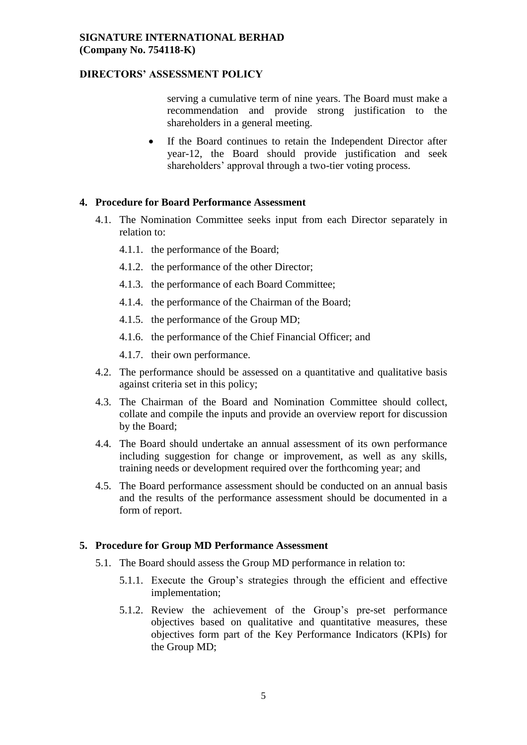serving a cumulative term of nine years. The Board must make a recommendation and provide strong justification to the shareholders in a general meeting.

- If the Board continues to retain the Independent Director after year-12, the Board should provide justification and seek shareholders' approval through a two-tier voting process.

## 4. Procedure for Board Performance Assessment

4.1. The Nomination Committee seeks input from each Director separately in relation to:

4.1.1. the performance of the Board;

4.1.2. the performance of the other Director;

4.1.3. the performance of each Board Committee;

4.1.4. the performance of the Chairman of the Board;

4.1.5. the performance of the Group MD;

4.1.6. the performance of the Chief Financial Officer; and

4.1.7. their own performance.

4.2. The performance should be assessed on a quantitative and qualitative basis against criteria set in this policy;

4.3. The Chairman of the Board and Nomination Committee should collect, collate and compile the inputs and provide an overview report for discussion by the Board;

4.4. The Board should undertake an annual assessment of its own performance including suggestion for change or improvement, as well as any skills, training needs or development required over the forthcoming year; and

4.5. The Board performance assessment should be conducted on an annual basis and the results of the performance assessment should be documented in a form of report.

## 5. Procedure for Group MD Performance Assessment

5.1. The Board should assess the Group MD performance in relation to:

5.1.1. Execute the Group's strategies through the efficient and effective implementation;

5.1.2. Review the achievement of the Group's pre-set performance objectives based on qualitative and quantitative measures, these objectives form part of the Key Performance Indicators (KPIs) for the Group MD;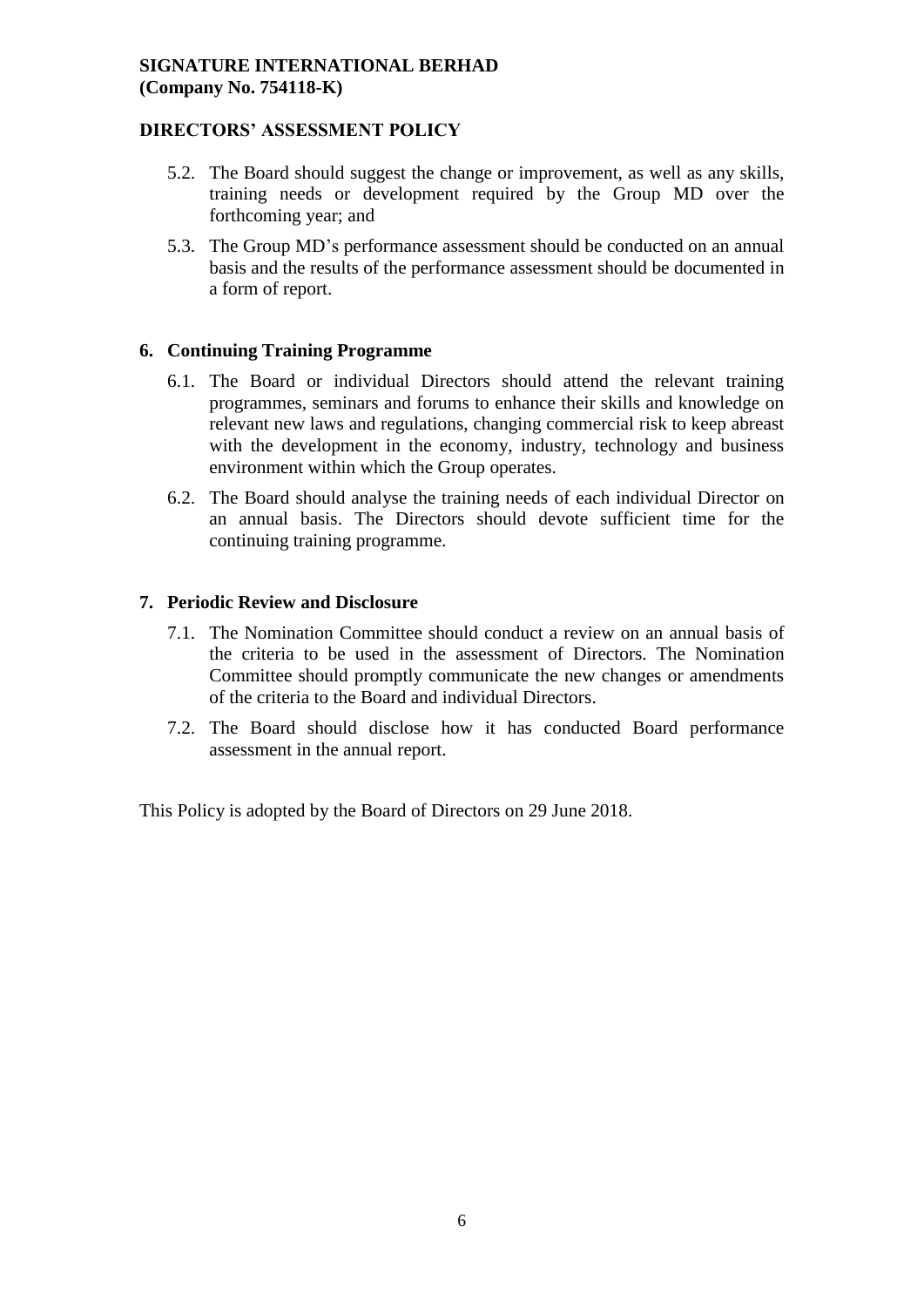5.2. The Board should suggest the change or improvement, as well as any skills, training needs or development required by the Group MD over the forthcoming year; and

5.3. The Group MD's performance assessment should be conducted on an annual basis and the results of the performance assessment should be documented in a form of report.

## 6. Continuing Training Programme

6.1. The Board or individual Directors should attend the relevant training programmes, seminars and forums to enhance their skills and knowledge on relevant new laws and regulations, changing commercial risk to keep abreast with the development in the economy, industry, technology and business environment within which the Group operates.

6.2. The Board should analyse the training needs of each individual Director on an annual basis. The Directors should devote sufficient time for the continuing training programme.

## 7. Periodic Review and Disclosure

7.1. The Nomination Committee should conduct a review on an annual basis of the criteria to be used in the assessment of Directors. The Nomination Committee should promptly communicate the new changes or amendments of the criteria to the Board and individual Directors.

7.2. The Board should disclose how it has conducted Board performance assessment in the annual report.

This Policy is adopted by the Board of Directors on 29 June 2018.